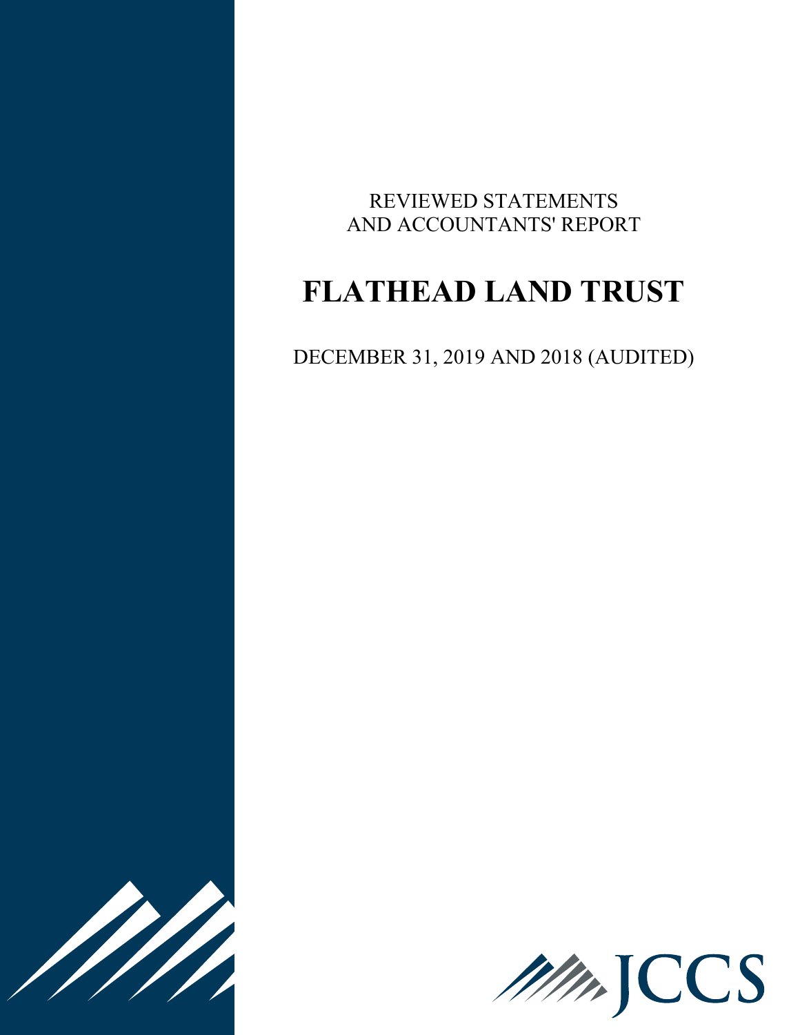REVIEWED STATEMENTS
AND ACCOUNTANTS' REPORT

# FLATHEAD LAND TRUST

DECEMBER 31, 2019 AND 2018 (AUDITED)

JCCS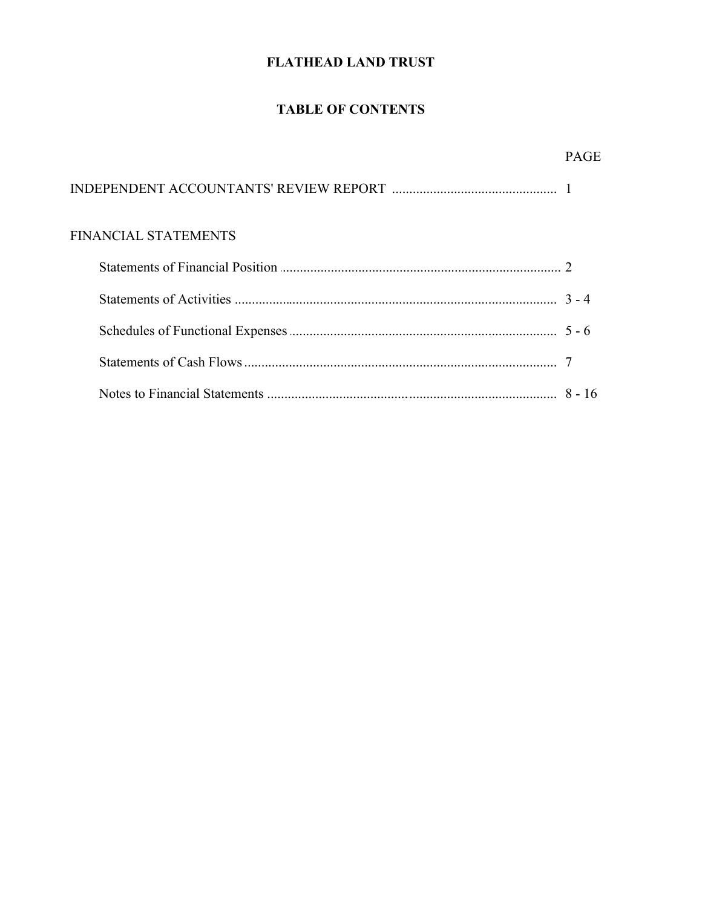# FLATHEAD LAND TRUST

## TABLE OF CONTENTS

| | PAGE |
|---|---|
| INDEPENDENT ACCOUNTANTS' REVIEW REPORT | 1 |
| FINANCIAL STATEMENTS | |
| Statements of Financial Position | 2 |
| Statements of Activities | 3 - 4 |
| Schedules of Functional Expenses | 5 - 6 |
| Statements of Cash Flows | 7 |
| Notes to Financial Statements | 8 - 16 |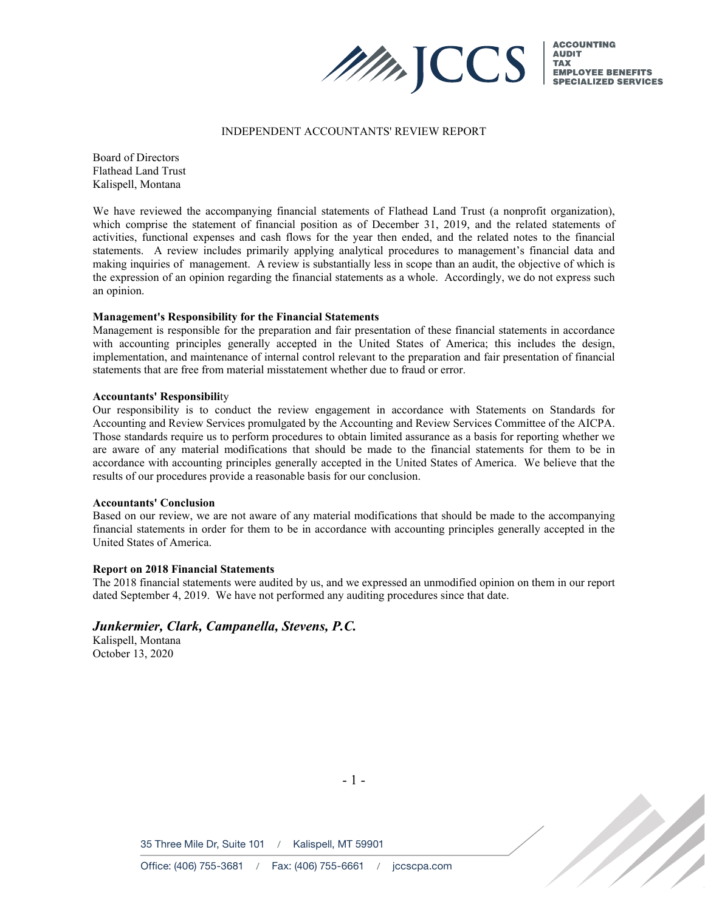INDEPENDENT ACCOUNTANTS' REVIEW REPORT

Board of Directors
Flathead Land Trust
Kalispell, Montana

We have reviewed the accompanying financial statements of Flathead Land Trust (a nonprofit organization), which comprise the statement of financial position as of December 31, 2019, and the related statements of activities, functional expenses and cash flows for the year then ended, and the related notes to the financial statements. A review includes primarily applying analytical procedures to management's financial data and making inquiries of management. A review is substantially less in scope than an audit, the objective of which is the expression of an opinion regarding the financial statements as a whole. Accordingly, we do not express such an opinion.

**Management's Responsibility for the Financial Statements**

Management is responsible for the preparation and fair presentation of these financial statements in accordance with accounting principles generally accepted in the United States of America; this includes the design, implementation, and maintenance of internal control relevant to the preparation and fair presentation of financial statements that are free from material misstatement whether due to fraud or error.

**Accountants' Responsibility**

Our responsibility is to conduct the review engagement in accordance with Statements on Standards for Accounting and Review Services promulgated by the Accounting and Review Services Committee of the AICPA. Those standards require us to perform procedures to obtain limited assurance as a basis for reporting whether we are aware of any material modifications that should be made to the financial statements for them to be in accordance with accounting principles generally accepted in the United States of America. We believe that the results of our procedures provide a reasonable basis for our conclusion.

**Accountants' Conclusion**

Based on our review, we are not aware of any material modifications that should be made to the accompanying financial statements in order for them to be in accordance with accounting principles generally accepted in the United States of America.

**Report on 2018 Financial Statements**

The 2018 financial statements were audited by us, and we expressed an unmodified opinion on them in our report dated September 4, 2019. We have not performed any auditing procedures since that date.

***Junkermier, Clark, Campanella, Stevens, P.C.***
Kalispell, Montana
October 13, 2020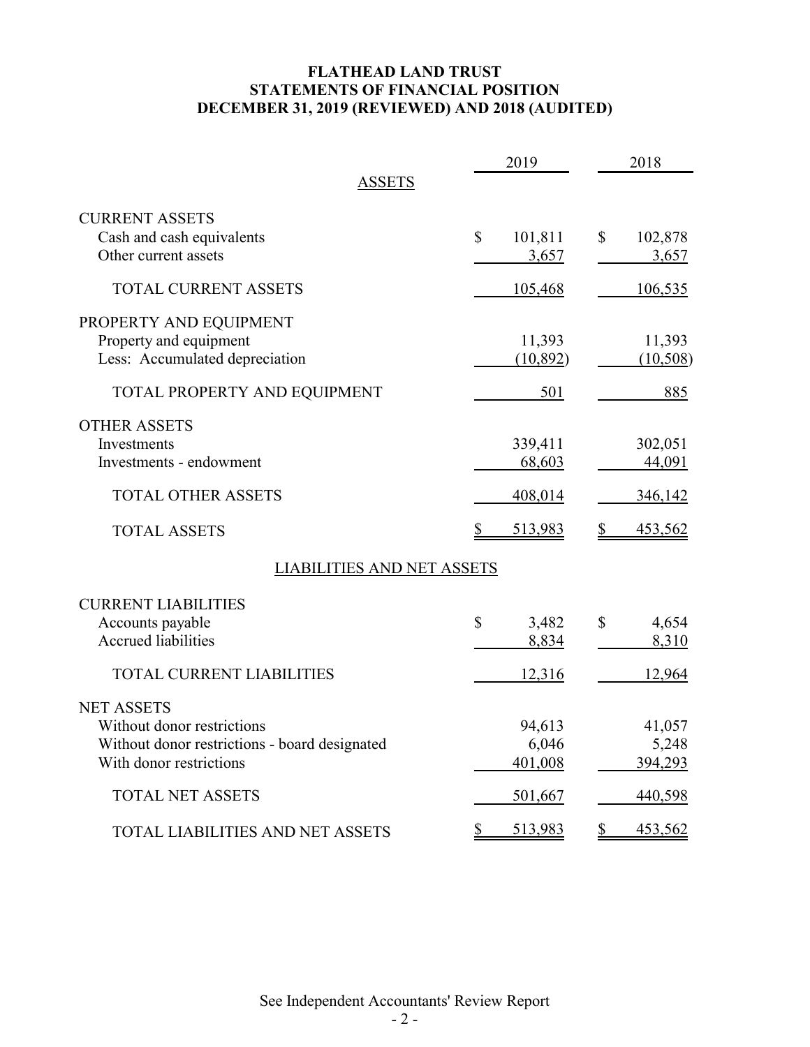# FLATHEAD LAND TRUST
## STATEMENTS OF FINANCIAL POSITION
## DECEMBER 31, 2019 (REVIEWED) AND 2018 (AUDITED)

| | 2019 | 2018 |
|---|---|---|
| **ASSETS** | | |
| CURRENT ASSETS | | |
| Cash and cash equivalents | $ 101,811 | $ 102,878 |
| Other current assets | 3,657 | 3,657 |
| TOTAL CURRENT ASSETS | 105,468 | 106,535 |
| PROPERTY AND EQUIPMENT | | |
| Property and equipment | 11,393 | 11,393 |
| Less: Accumulated depreciation | (10,892) | (10,508) |
| TOTAL PROPERTY AND EQUIPMENT | 501 | 885 |
| OTHER ASSETS | | |
| Investments | 339,411 | 302,051 |
| Investments - endowment | 68,603 | 44,091 |
| TOTAL OTHER ASSETS | 408,014 | 346,142 |
| TOTAL ASSETS | $ 513,983 | $ 453,562 |
| **LIABILITIES AND NET ASSETS** | | |
| CURRENT LIABILITIES | | |
| Accounts payable | $ 3,482 | $ 4,654 |
| Accrued liabilities | 8,834 | 8,310 |
| TOTAL CURRENT LIABILITIES | 12,316 | 12,964 |
| NET ASSETS | | |
| Without donor restrictions | 94,613 | 41,057 |
| Without donor restrictions - board designated | 6,046 | 5,248 |
| With donor restrictions | 401,008 | 394,293 |
| TOTAL NET ASSETS | 501,667 | 440,598 |
| TOTAL LIABILITIES AND NET ASSETS | $ 513,983 | $ 453,562 |

See Independent Accountants' Review Report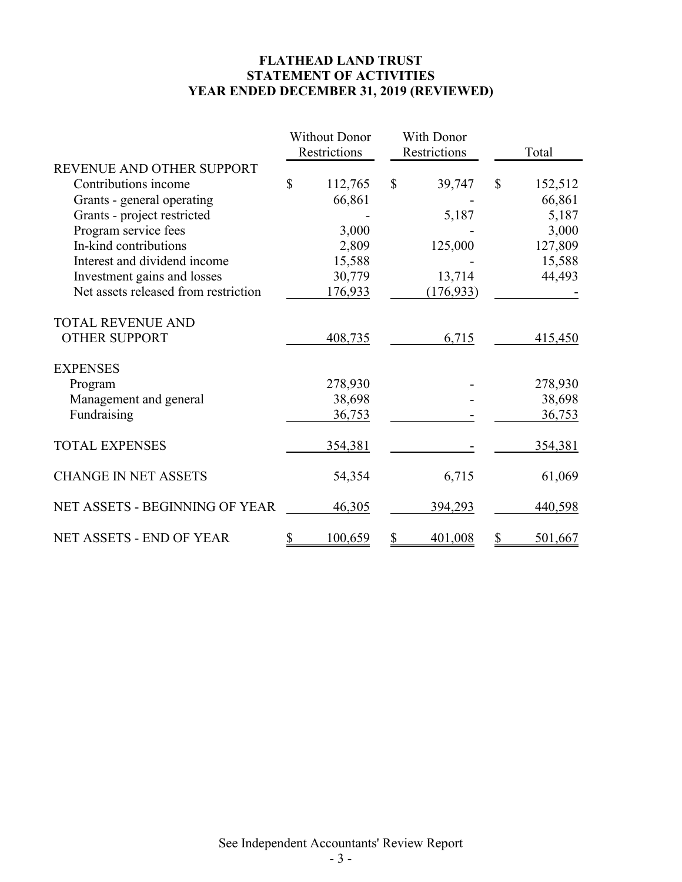# FLATHEAD LAND TRUST
## STATEMENT OF ACTIVITIES
## YEAR ENDED DECEMBER 31, 2019 (REVIEWED)

| | Without Donor Restrictions | With Donor Restrictions | Total |
|---|---|---|---|
| REVENUE AND OTHER SUPPORT | | | |
| Contributions income | $ 112,765 | $ 39,747 | $ 152,512 |
| Grants - general operating | 66,861 | - | 66,861 |
| Grants - project restricted | - | 5,187 | 5,187 |
| Program service fees | 3,000 | - | 3,000 |
| In-kind contributions | 2,809 | 125,000 | 127,809 |
| Interest and dividend income | 15,588 | - | 15,588 |
| Investment gains and losses | 30,779 | 13,714 | 44,493 |
| Net assets released from restriction | 176,933 | (176,933) | - |
| TOTAL REVENUE AND OTHER SUPPORT | 408,735 | 6,715 | 415,450 |
| EXPENSES | | | |
| Program | 278,930 | - | 278,930 |
| Management and general | 38,698 | - | 38,698 |
| Fundraising | 36,753 | - | 36,753 |
| TOTAL EXPENSES | 354,381 | - | 354,381 |
| CHANGE IN NET ASSETS | 54,354 | 6,715 | 61,069 |
| NET ASSETS - BEGINNING OF YEAR | 46,305 | 394,293 | 440,598 |
| NET ASSETS - END OF YEAR | $ 100,659 | $ 401,008 | $ 501,667 |

See Independent Accountants' Review Report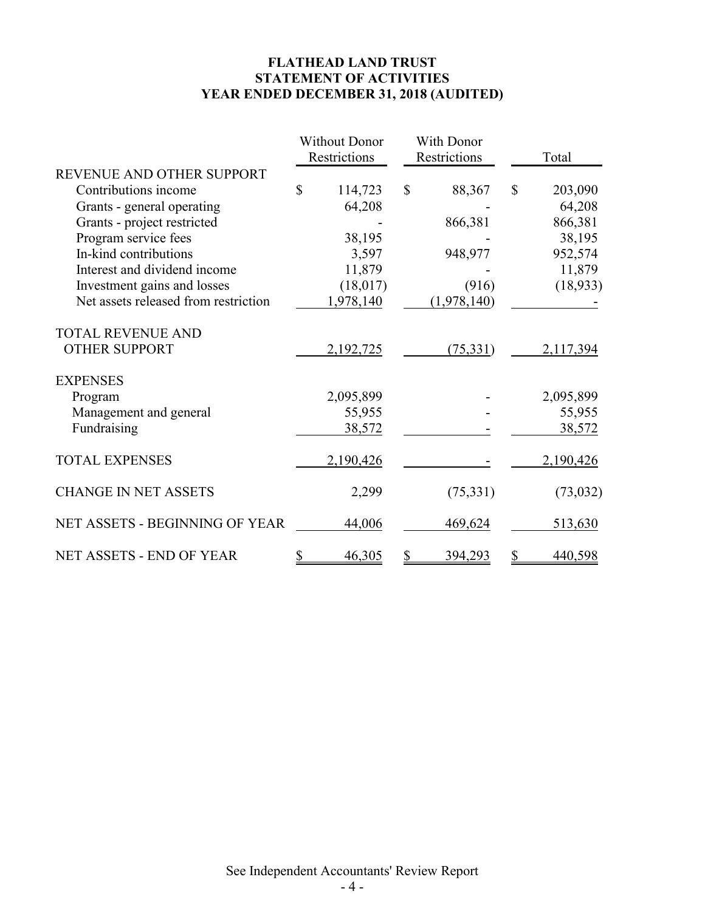# FLATHEAD LAND TRUST
# STATEMENT OF ACTIVITIES
# YEAR ENDED DECEMBER 31, 2018 (AUDITED)

| | Without Donor Restrictions | With Donor Restrictions | Total |
|---|---|---|---|
| REVENUE AND OTHER SUPPORT | | | |
| Contributions income | $ 114,723 | $ 88,367 | $ 203,090 |
| Grants - general operating | 64,208 | - | 64,208 |
| Grants - project restricted | - | 866,381 | 866,381 |
| Program service fees | 38,195 | - | 38,195 |
| In-kind contributions | 3,597 | 948,977 | 952,574 |
| Interest and dividend income | 11,879 | - | 11,879 |
| Investment gains and losses | (18,017) | (916) | (18,933) |
| Net assets released from restriction | 1,978,140 | (1,978,140) | - |
| TOTAL REVENUE AND OTHER SUPPORT | 2,192,725 | (75,331) | 2,117,394 |
| EXPENSES | | | |
| Program | 2,095,899 | - | 2,095,899 |
| Management and general | 55,955 | - | 55,955 |
| Fundraising | 38,572 | - | 38,572 |
| TOTAL EXPENSES | 2,190,426 | - | 2,190,426 |
| CHANGE IN NET ASSETS | 2,299 | (75,331) | (73,032) |
| NET ASSETS - BEGINNING OF YEAR | 44,006 | 469,624 | 513,630 |
| NET ASSETS - END OF YEAR | $ 46,305 | $ 394,293 | $ 440,598 |

See Independent Accountants' Review Report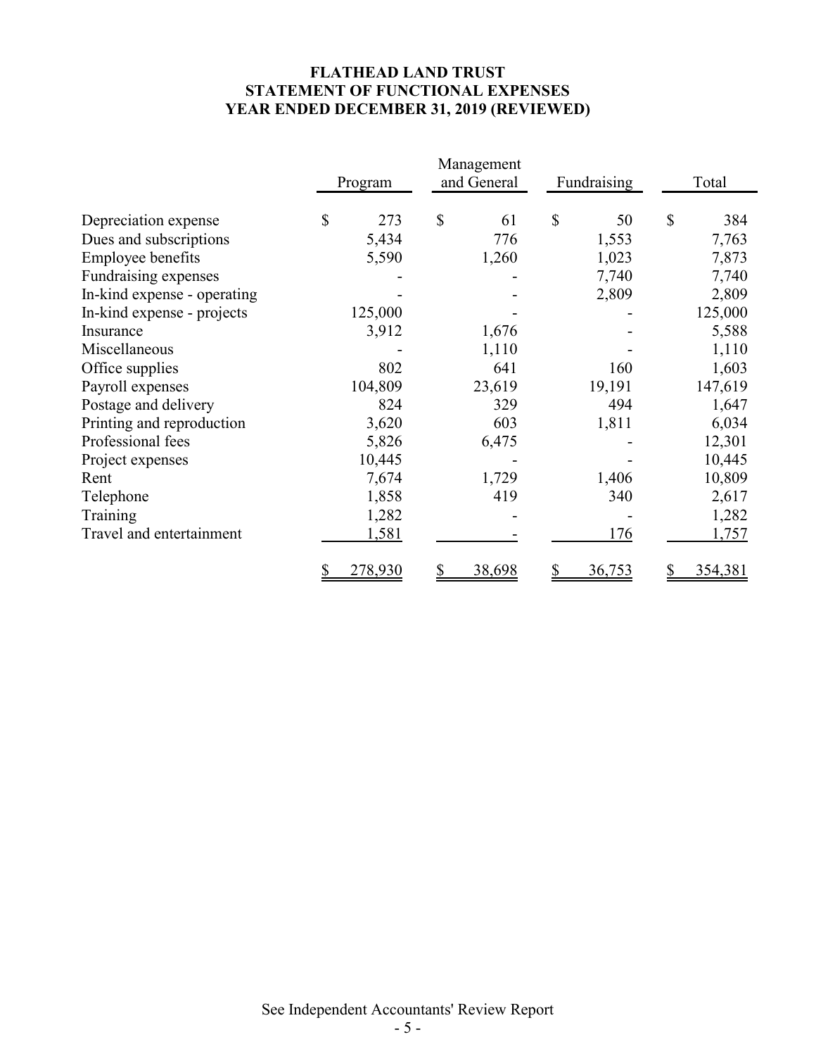# FLATHEAD LAND TRUST
## STATEMENT OF FUNCTIONAL EXPENSES
## YEAR ENDED DECEMBER 31, 2019 (REVIEWED)

| | Program | Management and General | Fundraising | Total |
|---|---|---|---|---|
| Depreciation expense | $ 273 | $ 61 | $ 50 | $ 384 |
| Dues and subscriptions | 5,434 | 776 | 1,553 | 7,763 |
| Employee benefits | 5,590 | 1,260 | 1,023 | 7,873 |
| Fundraising expenses | - | - | 7,740 | 7,740 |
| In-kind expense - operating | - | - | 2,809 | 2,809 |
| In-kind expense - projects | 125,000 | - | - | 125,000 |
| Insurance | 3,912 | 1,676 | - | 5,588 |
| Miscellaneous | - | 1,110 | - | 1,110 |
| Office supplies | 802 | 641 | 160 | 1,603 |
| Payroll expenses | 104,809 | 23,619 | 19,191 | 147,619 |
| Postage and delivery | 824 | 329 | 494 | 1,647 |
| Printing and reproduction | 3,620 | 603 | 1,811 | 6,034 |
| Professional fees | 5,826 | 6,475 | - | 12,301 |
| Project expenses | 10,445 | - | - | 10,445 |
| Rent | 7,674 | 1,729 | 1,406 | 10,809 |
| Telephone | 1,858 | 419 | 340 | 2,617 |
| Training | 1,282 | - | - | 1,282 |
| Travel and entertainment | 1,581 | - | 176 | 1,757 |
| | $ 278,930 | $ 38,698 | $ 36,753 | $ 354,381 |

See Independent Accountants' Review Report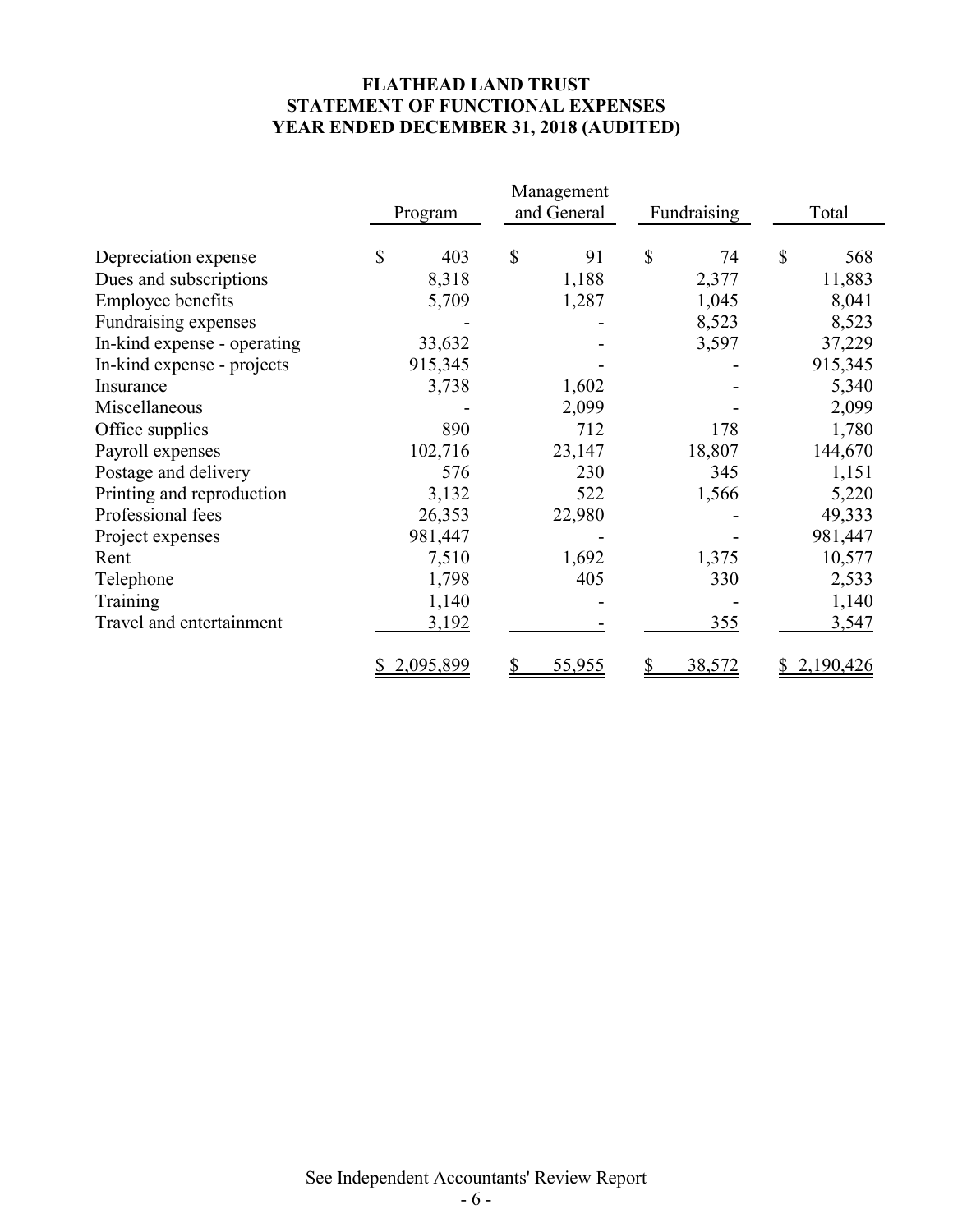# FLATHEAD LAND TRUST
# STATEMENT OF FUNCTIONAL EXPENSES
# YEAR ENDED DECEMBER 31, 2018 (AUDITED)

| | Program | Management and General | Fundraising | Total |
|---|---|---|---|---|
| Depreciation expense | $ 403 | $ 91 | $ 74 | $ 568 |
| Dues and subscriptions | 8,318 | 1,188 | 2,377 | 11,883 |
| Employee benefits | 5,709 | 1,287 | 1,045 | 8,041 |
| Fundraising expenses | - | - | 8,523 | 8,523 |
| In-kind expense - operating | 33,632 | - | 3,597 | 37,229 |
| In-kind expense - projects | 915,345 | - | - | 915,345 |
| Insurance | 3,738 | 1,602 | - | 5,340 |
| Miscellaneous | - | 2,099 | - | 2,099 |
| Office supplies | 890 | 712 | 178 | 1,780 |
| Payroll expenses | 102,716 | 23,147 | 18,807 | 144,670 |
| Postage and delivery | 576 | 230 | 345 | 1,151 |
| Printing and reproduction | 3,132 | 522 | 1,566 | 5,220 |
| Professional fees | 26,353 | 22,980 | - | 49,333 |
| Project expenses | 981,447 | - | - | 981,447 |
| Rent | 7,510 | 1,692 | 1,375 | 10,577 |
| Telephone | 1,798 | 405 | 330 | 2,533 |
| Training | 1,140 | - | - | 1,140 |
| Travel and entertainment | 3,192 | - | 355 | 3,547 |
| | $ 2,095,899 | $ 55,955 | $ 38,572 | $ 2,190,426 |

See Independent Accountants' Review Report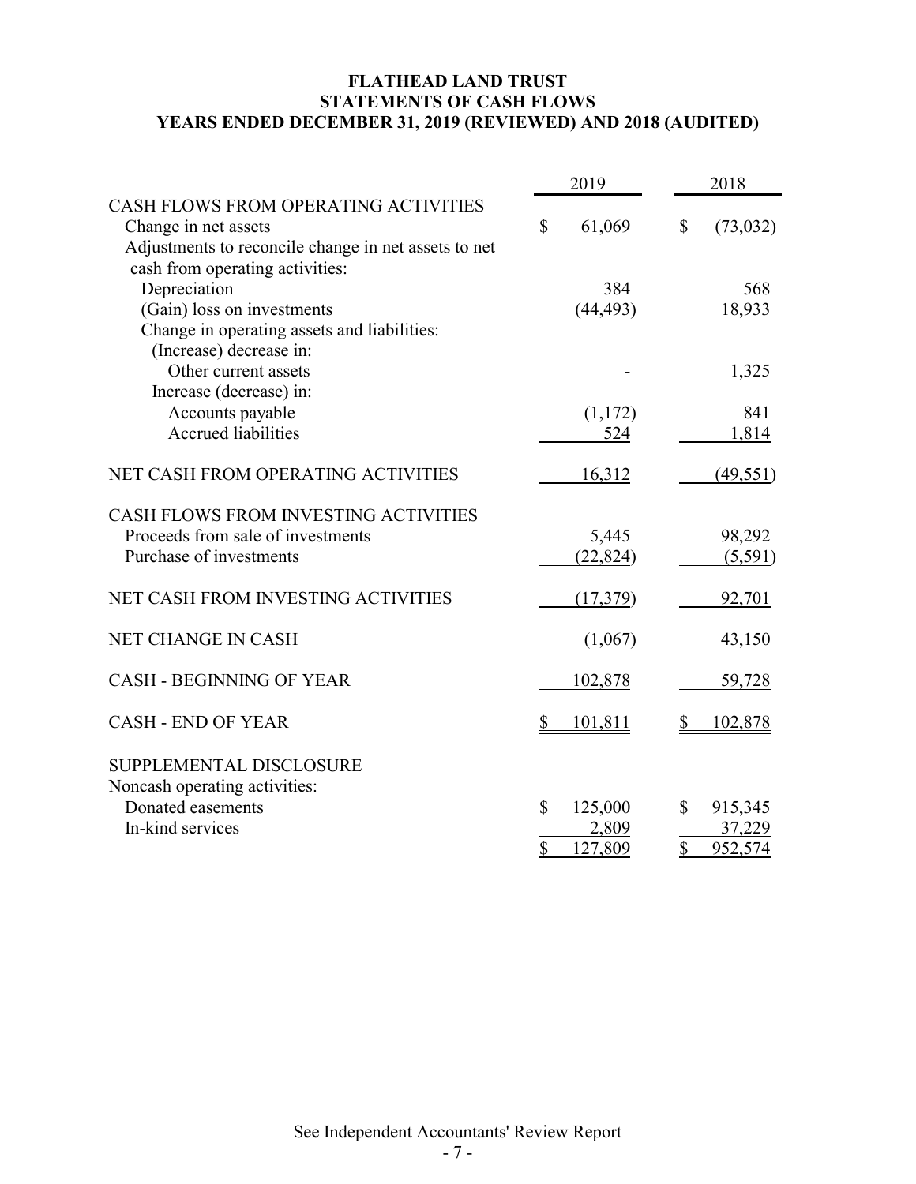# FLATHEAD LAND TRUST
## STATEMENTS OF CASH FLOWS
### YEARS ENDED DECEMBER 31, 2019 (REVIEWED) AND 2018 (AUDITED)

| | 2019 | 2018 |
|---|---|---|
| CASH FLOWS FROM OPERATING ACTIVITIES | | |
| Change in net assets | $ 61,069 | $ (73,032) |
| Adjustments to reconcile change in net assets to net cash from operating activities: | | |
| Depreciation | 384 | 568 |
| (Gain) loss on investments | (44,493) | 18,933 |
| Change in operating assets and liabilities: | | |
| (Increase) decrease in: | | |
| Other current assets | - | 1,325 |
| Increase (decrease) in: | | |
| Accounts payable | (1,172) | 841 |
| Accrued liabilities | 524 | 1,814 |
| NET CASH FROM OPERATING ACTIVITIES | 16,312 | (49,551) |
| CASH FLOWS FROM INVESTING ACTIVITIES | | |
| Proceeds from sale of investments | 5,445 | 98,292 |
| Purchase of investments | (22,824) | (5,591) |
| NET CASH FROM INVESTING ACTIVITIES | (17,379) | 92,701 |
| NET CHANGE IN CASH | (1,067) | 43,150 |
| CASH - BEGINNING OF YEAR | 102,878 | 59,728 |
| CASH - END OF YEAR | $ 101,811 | $ 102,878 |
| SUPPLEMENTAL DISCLOSURE | | |
| Noncash operating activities: | | |
| Donated easements | $ 125,000 | $ 915,345 |
| In-kind services | 2,809 | 37,229 |
| | $ 127,809 | $ 952,574 |

See Independent Accountants' Review Report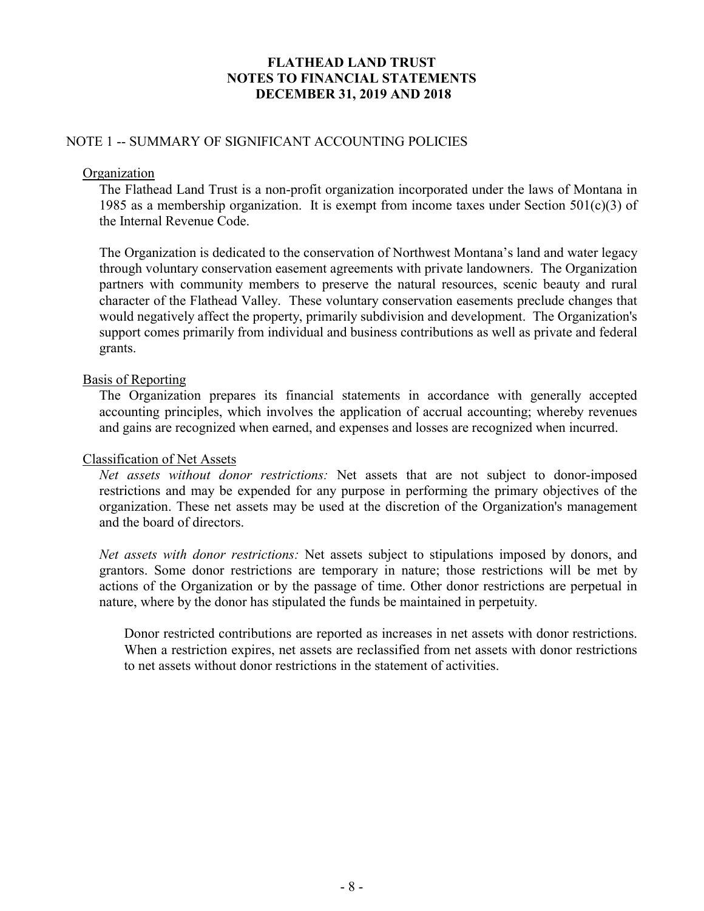# FLATHEAD LAND TRUST
# NOTES TO FINANCIAL STATEMENTS
# DECEMBER 31, 2019 AND 2018

## NOTE 1 -- SUMMARY OF SIGNIFICANT ACCOUNTING POLICIES

### Organization

The Flathead Land Trust is a non-profit organization incorporated under the laws of Montana in 1985 as a membership organization. It is exempt from income taxes under Section 501(c)(3) of the Internal Revenue Code.

The Organization is dedicated to the conservation of Northwest Montana's land and water legacy through voluntary conservation easement agreements with private landowners. The Organization partners with community members to preserve the natural resources, scenic beauty and rural character of the Flathead Valley. These voluntary conservation easements preclude changes that would negatively affect the property, primarily subdivision and development. The Organization's support comes primarily from individual and business contributions as well as private and federal grants.

### Basis of Reporting

The Organization prepares its financial statements in accordance with generally accepted accounting principles, which involves the application of accrual accounting; whereby revenues and gains are recognized when earned, and expenses and losses are recognized when incurred.

### Classification of Net Assets

*Net assets without donor restrictions:* Net assets that are not subject to donor-imposed restrictions and may be expended for any purpose in performing the primary objectives of the organization. These net assets may be used at the discretion of the Organization's management and the board of directors.

*Net assets with donor restrictions:* Net assets subject to stipulations imposed by donors, and grantors. Some donor restrictions are temporary in nature; those restrictions will be met by actions of the Organization or by the passage of time. Other donor restrictions are perpetual in nature, where by the donor has stipulated the funds be maintained in perpetuity.

Donor restricted contributions are reported as increases in net assets with donor restrictions. When a restriction expires, net assets are reclassified from net assets with donor restrictions to net assets without donor restrictions in the statement of activities.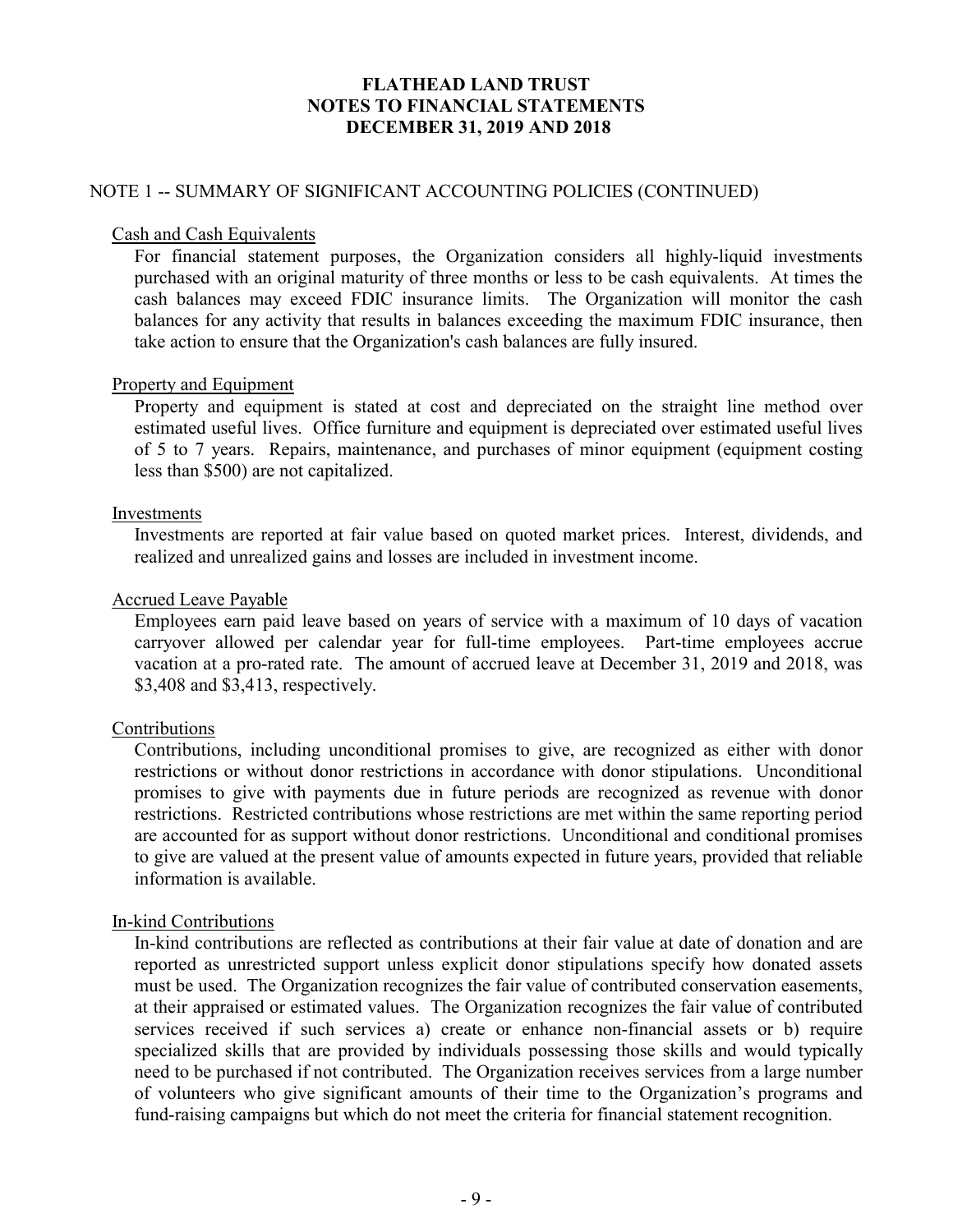# FLATHEAD LAND TRUST
## NOTES TO FINANCIAL STATEMENTS
## DECEMBER 31, 2019 AND 2018

NOTE 1 -- SUMMARY OF SIGNIFICANT ACCOUNTING POLICIES (CONTINUED)

Cash and Cash Equivalents

For financial statement purposes, the Organization considers all highly-liquid investments purchased with an original maturity of three months or less to be cash equivalents. At times the cash balances may exceed FDIC insurance limits. The Organization will monitor the cash balances for any activity that results in balances exceeding the maximum FDIC insurance, then take action to ensure that the Organization's cash balances are fully insured.

Property and Equipment

Property and equipment is stated at cost and depreciated on the straight line method over estimated useful lives. Office furniture and equipment is depreciated over estimated useful lives of 5 to 7 years. Repairs, maintenance, and purchases of minor equipment (equipment costing less than $500) are not capitalized.

Investments

Investments are reported at fair value based on quoted market prices. Interest, dividends, and realized and unrealized gains and losses are included in investment income.

Accrued Leave Payable

Employees earn paid leave based on years of service with a maximum of 10 days of vacation carryover allowed per calendar year for full-time employees. Part-time employees accrue vacation at a pro-rated rate. The amount of accrued leave at December 31, 2019 and 2018, was $3,408 and $3,413, respectively.

Contributions

Contributions, including unconditional promises to give, are recognized as either with donor restrictions or without donor restrictions in accordance with donor stipulations. Unconditional promises to give with payments due in future periods are recognized as revenue with donor restrictions. Restricted contributions whose restrictions are met within the same reporting period are accounted for as support without donor restrictions. Unconditional and conditional promises to give are valued at the present value of amounts expected in future years, provided that reliable information is available.

In-kind Contributions

In-kind contributions are reflected as contributions at their fair value at date of donation and are reported as unrestricted support unless explicit donor stipulations specify how donated assets must be used. The Organization recognizes the fair value of contributed conservation easements, at their appraised or estimated values. The Organization recognizes the fair value of contributed services received if such services a) create or enhance non-financial assets or b) require specialized skills that are provided by individuals possessing those skills and would typically need to be purchased if not contributed. The Organization receives services from a large number of volunteers who give significant amounts of their time to the Organization's programs and fund-raising campaigns but which do not meet the criteria for financial statement recognition.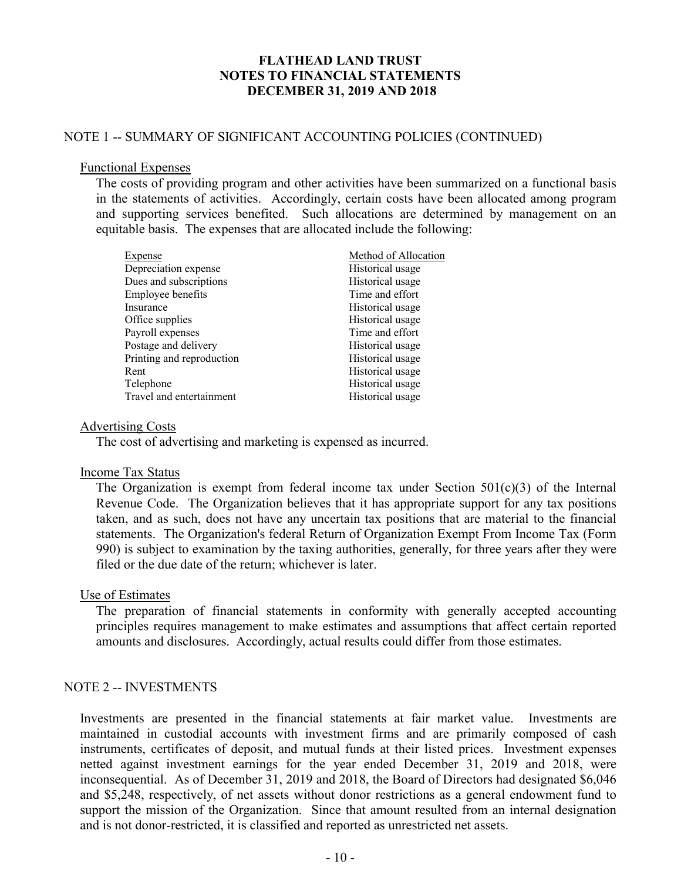# FLATHEAD LAND TRUST
# NOTES TO FINANCIAL STATEMENTS
# DECEMBER 31, 2019 AND 2018

## NOTE 1 -- SUMMARY OF SIGNIFICANT ACCOUNTING POLICIES (CONTINUED)

### Functional Expenses

The costs of providing program and other activities have been summarized on a functional basis in the statements of activities. Accordingly, certain costs have been allocated among program and supporting services benefited. Such allocations are determined by management on an equitable basis. The expenses that are allocated include the following:

| Expense | Method of Allocation |
|---|---|
| Depreciation expense | Historical usage |
| Dues and subscriptions | Historical usage |
| Employee benefits | Time and effort |
| Insurance | Historical usage |
| Office supplies | Historical usage |
| Payroll expenses | Time and effort |
| Postage and delivery | Historical usage |
| Printing and reproduction | Historical usage |
| Rent | Historical usage |
| Telephone | Historical usage |
| Travel and entertainment | Historical usage |

### Advertising Costs

The cost of advertising and marketing is expensed as incurred.

### Income Tax Status

The Organization is exempt from federal income tax under Section 501(c)(3) of the Internal Revenue Code. The Organization believes that it has appropriate support for any tax positions taken, and as such, does not have any uncertain tax positions that are material to the financial statements. The Organization's federal Return of Organization Exempt From Income Tax (Form 990) is subject to examination by the taxing authorities, generally, for three years after they were filed or the due date of the return; whichever is later.

### Use of Estimates

The preparation of financial statements in conformity with generally accepted accounting principles requires management to make estimates and assumptions that affect certain reported amounts and disclosures. Accordingly, actual results could differ from those estimates.

## NOTE 2 -- INVESTMENTS

Investments are presented in the financial statements at fair market value. Investments are maintained in custodial accounts with investment firms and are primarily composed of cash instruments, certificates of deposit, and mutual funds at their listed prices. Investment expenses netted against investment earnings for the year ended December 31, 2019 and 2018, were inconsequential. As of December 31, 2019 and 2018, the Board of Directors had designated $6,046 and $5,248, respectively, of net assets without donor restrictions as a general endowment fund to support the mission of the Organization. Since that amount resulted from an internal designation and is not donor-restricted, it is classified and reported as unrestricted net assets.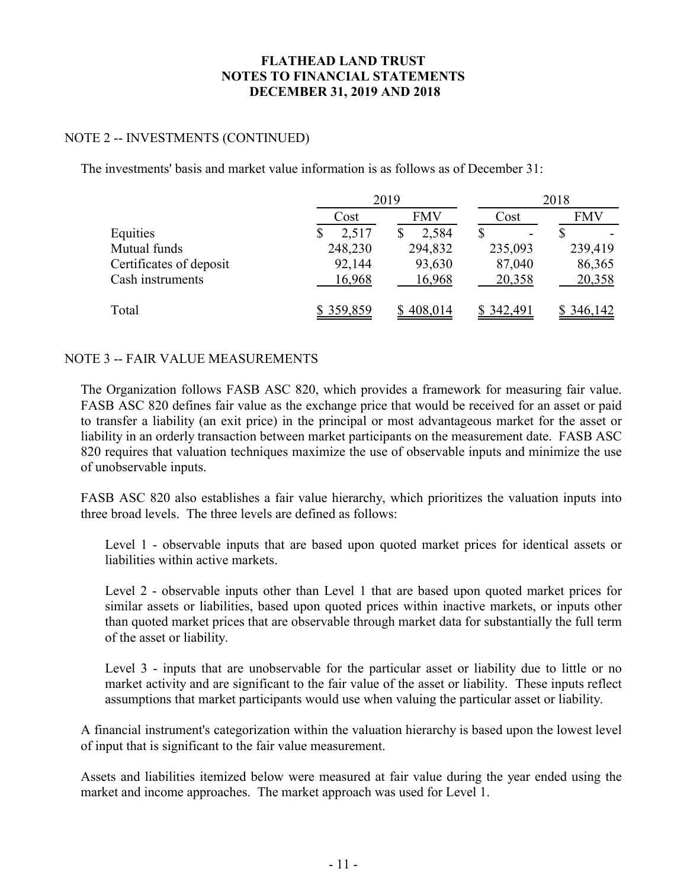## NOTE 2 -- INVESTMENTS (CONTINUED)

The investments' basis and market value information is as follows as of December 31:

| | 2019 | | 2018 | |
|---|---|---|---|---|
| | Cost | FMV | Cost | FMV |
| Equities | $ 2,517 | $ 2,584 | $ - | $ - |
| Mutual funds | 248,230 | 294,832 | 235,093 | 239,419 |
| Certificates of deposit | 92,144 | 93,630 | 87,040 | 86,365 |
| Cash instruments | 16,968 | 16,968 | 20,358 | 20,358 |
| Total | $ 359,859 | $ 408,014 | $ 342,491 | $ 346,142 |

## NOTE 3 -- FAIR VALUE MEASUREMENTS

The Organization follows FASB ASC 820, which provides a framework for measuring fair value. FASB ASC 820 defines fair value as the exchange price that would be received for an asset or paid to transfer a liability (an exit price) in the principal or most advantageous market for the asset or liability in an orderly transaction between market participants on the measurement date. FASB ASC 820 requires that valuation techniques maximize the use of observable inputs and minimize the use of unobservable inputs.

FASB ASC 820 also establishes a fair value hierarchy, which prioritizes the valuation inputs into three broad levels. The three levels are defined as follows:

Level 1 - observable inputs that are based upon quoted market prices for identical assets or liabilities within active markets.

Level 2 - observable inputs other than Level 1 that are based upon quoted market prices for similar assets or liabilities, based upon quoted prices within inactive markets, or inputs other than quoted market prices that are observable through market data for substantially the full term of the asset or liability.

Level 3 - inputs that are unobservable for the particular asset or liability due to little or no market activity and are significant to the fair value of the asset or liability. These inputs reflect assumptions that market participants would use when valuing the particular asset or liability.

A financial instrument's categorization within the valuation hierarchy is based upon the lowest level of input that is significant to the fair value measurement.

Assets and liabilities itemized below were measured at fair value during the year ended using the market and income approaches. The market approach was used for Level 1.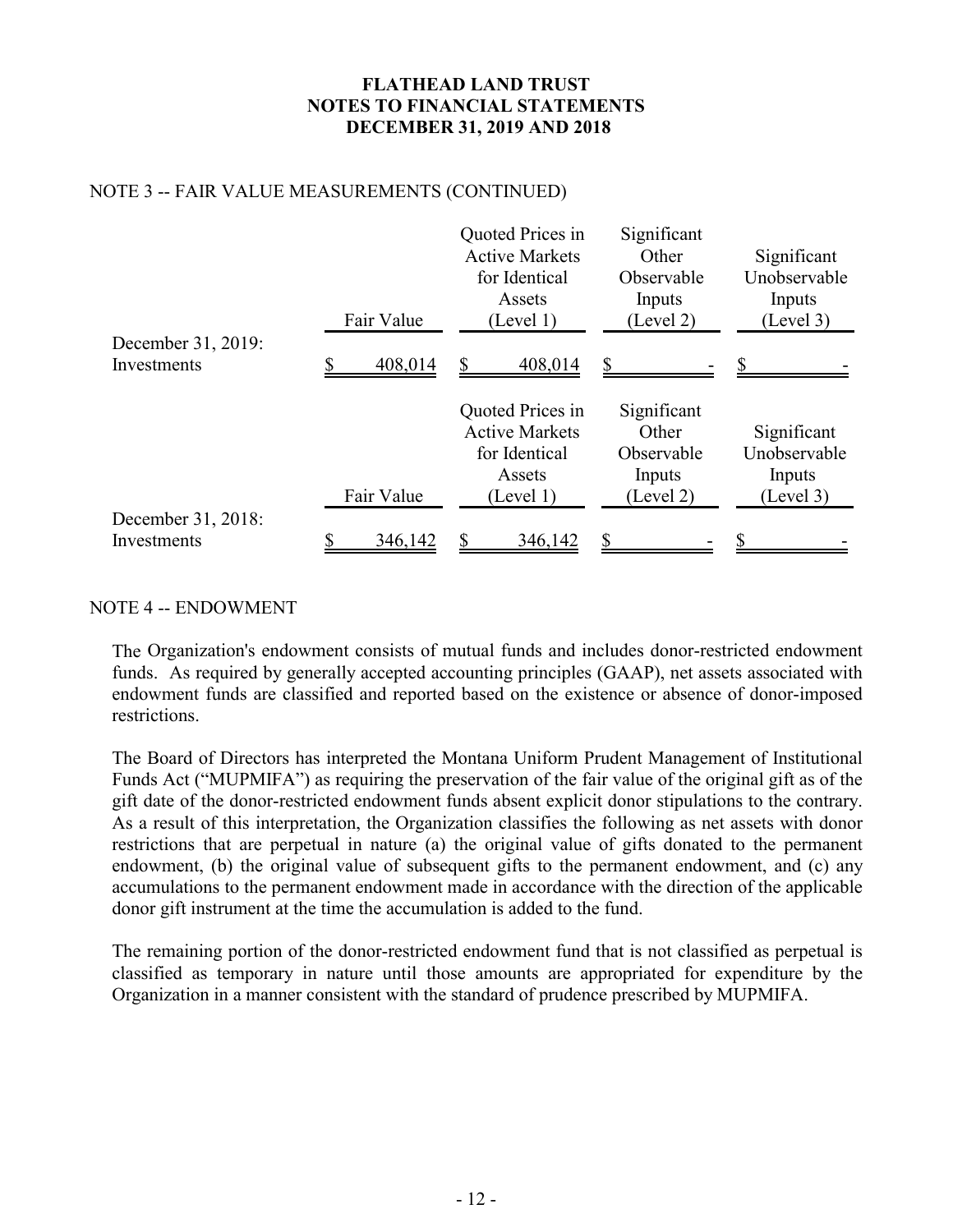### NOTE 3 -- FAIR VALUE MEASUREMENTS (CONTINUED)

| | Fair Value | Quoted Prices in Active Markets for Identical Assets (Level 1) | Significant Other Observable Inputs (Level 2) | Significant Unobservable Inputs (Level 3) |
|---|---|---|---|---|
| December 31, 2019: | | | | |
| Investments | $ 408,014 | $ 408,014 | $ - | $ - |

| | Fair Value | Quoted Prices in Active Markets for Identical Assets (Level 1) | Significant Other Observable Inputs (Level 2) | Significant Unobservable Inputs (Level 3) |
|---|---|---|---|---|
| December 31, 2018: | | | | |
| Investments | $ 346,142 | $ 346,142 | $ - | $ - |

### NOTE 4 -- ENDOWMENT

The Organization's endowment consists of mutual funds and includes donor-restricted endowment funds. As required by generally accepted accounting principles (GAAP), net assets associated with endowment funds are classified and reported based on the existence or absence of donor-imposed restrictions.

The Board of Directors has interpreted the Montana Uniform Prudent Management of Institutional Funds Act ("MUPMIFA") as requiring the preservation of the fair value of the original gift as of the gift date of the donor-restricted endowment funds absent explicit donor stipulations to the contrary. As a result of this interpretation, the Organization classifies the following as net assets with donor restrictions that are perpetual in nature (a) the original value of gifts donated to the permanent endowment, (b) the original value of subsequent gifts to the permanent endowment, and (c) any accumulations to the permanent endowment made in accordance with the direction of the applicable donor gift instrument at the time the accumulation is added to the fund.

The remaining portion of the donor-restricted endowment fund that is not classified as perpetual is classified as temporary in nature until those amounts are appropriated for expenditure by the Organization in a manner consistent with the standard of prudence prescribed by MUPMIFA.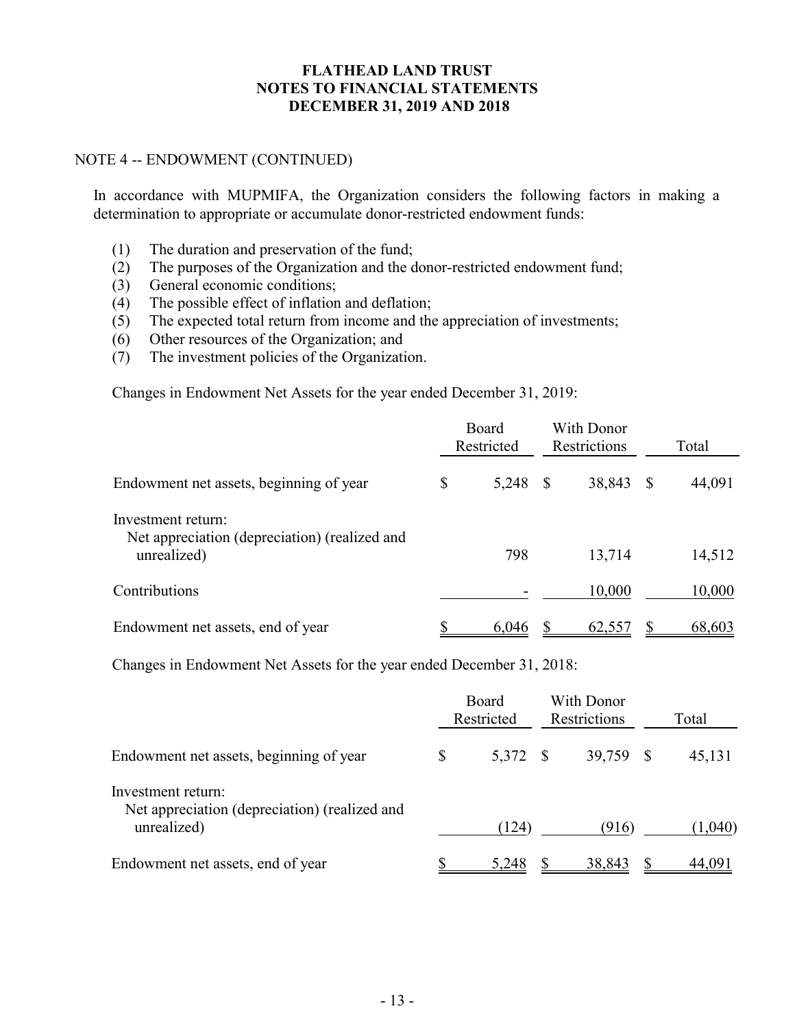### NOTE 4 -- ENDOWMENT (CONTINUED)

In accordance with MUPMIFA, the Organization considers the following factors in making a determination to appropriate or accumulate donor-restricted endowment funds:

1. The duration and preservation of the fund;
2. The purposes of the Organization and the donor-restricted endowment fund;
3. General economic conditions;
4. The possible effect of inflation and deflation;
5. The expected total return from income and the appreciation of investments;
6. Other resources of the Organization; and
7. The investment policies of the Organization.

Changes in Endowment Net Assets for the year ended December 31, 2019:

| | Board Restricted | With Donor Restrictions | Total |
|---|---|---|---|
| Endowment net assets, beginning of year | $ 5,248 | $ 38,843 | $ 44,091 |
| Investment return: | | | |
| Net appreciation (depreciation) (realized and unrealized) | 798 | 13,714 | 14,512 |
| Contributions | - | 10,000 | 10,000 |
| Endowment net assets, end of year | $ 6,046 | $ 62,557 | $ 68,603 |

Changes in Endowment Net Assets for the year ended December 31, 2018:

| | Board Restricted | With Donor Restrictions | Total |
|---|---|---|---|
| Endowment net assets, beginning of year | $ 5,372 | $ 39,759 | $ 45,131 |
| Investment return: | | | |
| Net appreciation (depreciation) (realized and unrealized) | (124) | (916) | (1,040) |
| Endowment net assets, end of year | $ 5,248 | $ 38,843 | $ 44,091 |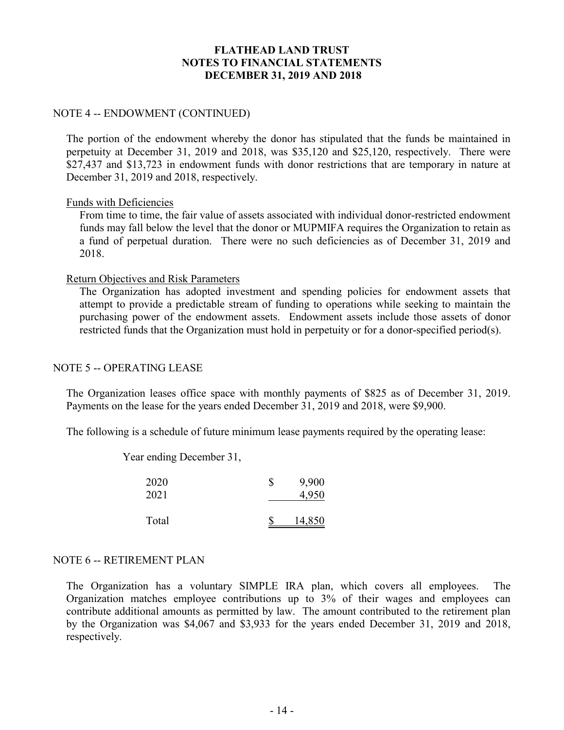## NOTE 4 -- ENDOWMENT (CONTINUED)

The portion of the endowment whereby the donor has stipulated that the funds be maintained in perpetuity at December 31, 2019 and 2018, was $35,120 and $25,120, respectively. There were $27,437 and $13,723 in endowment funds with donor restrictions that are temporary in nature at December 31, 2019 and 2018, respectively.

Funds with Deficiencies

From time to time, the fair value of assets associated with individual donor-restricted endowment funds may fall below the level that the donor or MUPMIFA requires the Organization to retain as a fund of perpetual duration. There were no such deficiencies as of December 31, 2019 and 2018.

Return Objectives and Risk Parameters

The Organization has adopted investment and spending policies for endowment assets that attempt to provide a predictable stream of funding to operations while seeking to maintain the purchasing power of the endowment assets. Endowment assets include those assets of donor restricted funds that the Organization must hold in perpetuity or for a donor-specified period(s).

## NOTE 5 -- OPERATING LEASE

The Organization leases office space with monthly payments of $825 as of December 31, 2019. Payments on the lease for the years ended December 31, 2019 and 2018, were $9,900.

The following is a schedule of future minimum lease payments required by the operating lease:

| Year ending December 31, | |
|---|---|
| 2020 | $ 9,900 |
| 2021 | 4,950 |
| Total | $ 14,850 |

## NOTE 6 -- RETIREMENT PLAN

The Organization has a voluntary SIMPLE IRA plan, which covers all employees. The Organization matches employee contributions up to 3% of their wages and employees can contribute additional amounts as permitted by law. The amount contributed to the retirement plan by the Organization was $4,067 and $3,933 for the years ended December 31, 2019 and 2018, respectively.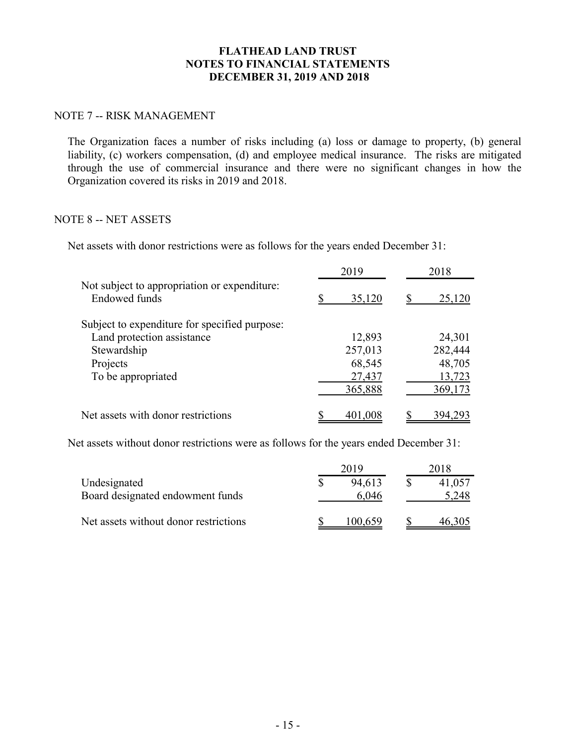# FLATHEAD LAND TRUST
## NOTES TO FINANCIAL STATEMENTS
## DECEMBER 31, 2019 AND 2018

### NOTE 7 -- RISK MANAGEMENT

The Organization faces a number of risks including (a) loss or damage to property, (b) general liability, (c) workers compensation, (d) and employee medical insurance. The risks are mitigated through the use of commercial insurance and there were no significant changes in how the Organization covered its risks in 2019 and 2018.

### NOTE 8 -- NET ASSETS

Net assets with donor restrictions were as follows for the years ended December 31:

| | 2019 | 2018 |
|---|---|---|
| Not subject to appropriation or expenditure: | | |
| Endowed funds | $ 35,120 | $ 25,120 |
| Subject to expenditure for specified purpose: | | |
| Land protection assistance | 12,893 | 24,301 |
| Stewardship | 257,013 | 282,444 |
| Projects | 68,545 | 48,705 |
| To be appropriated | 27,437 | 13,723 |
| | 365,888 | 369,173 |
| Net assets with donor restrictions | $ 401,008 | $ 394,293 |

Net assets without donor restrictions were as follows for the years ended December 31:

| | 2019 | 2018 |
|---|---|---|
| Undesignated | $ 94,613 | $ 41,057 |
| Board designated endowment funds | 6,046 | 5,248 |
| Net assets without donor restrictions | $ 100,659 | $ 46,305 |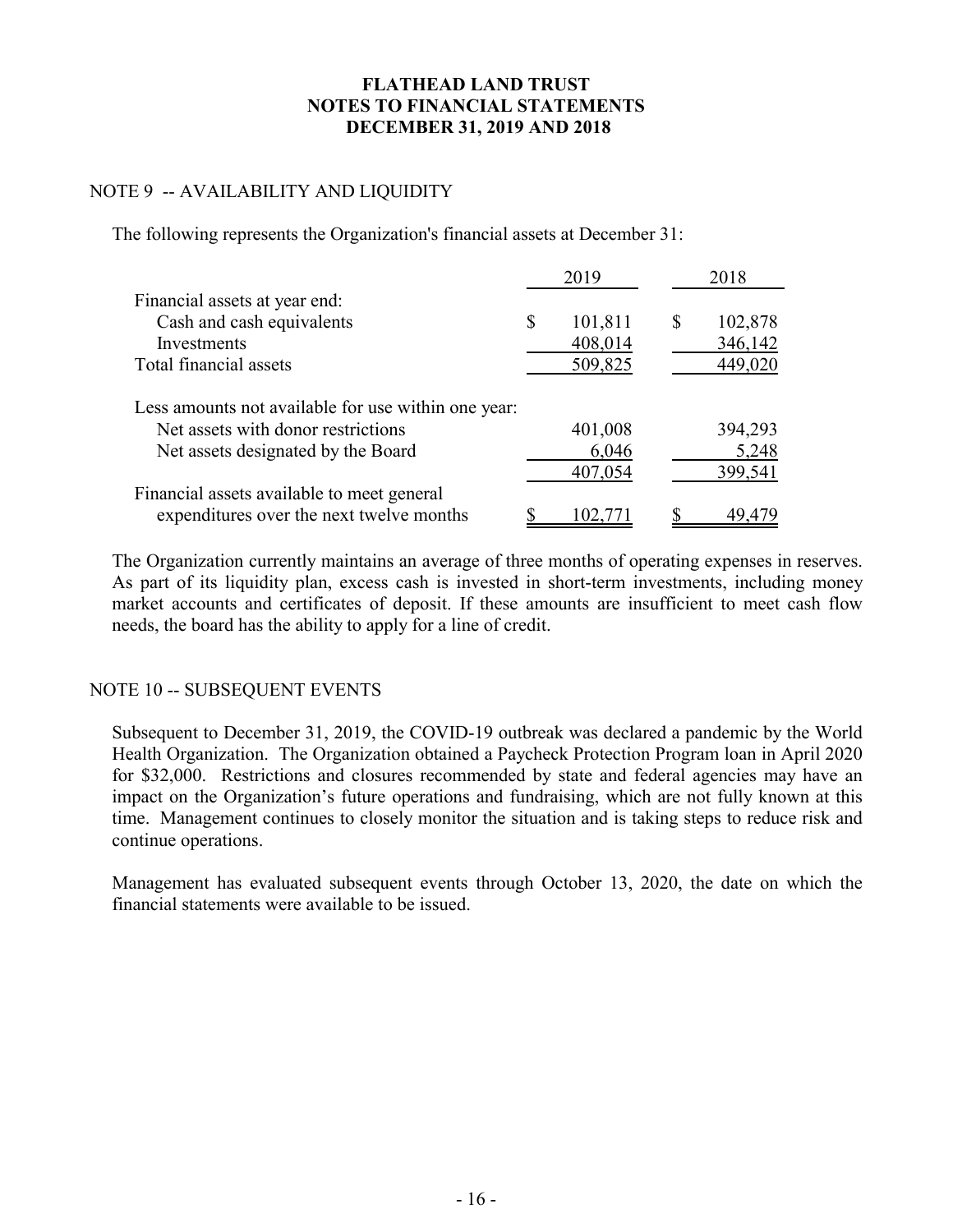# FLATHEAD LAND TRUST
## NOTES TO FINANCIAL STATEMENTS
## DECEMBER 31, 2019 AND 2018

### NOTE 9 -- AVAILABILITY AND LIQUIDITY

The following represents the Organization's financial assets at December 31:

| | 2019 | 2018 |
|---|---|---|
| Financial assets at year end: | | |
| Cash and cash equivalents | $ 101,811 | $ 102,878 |
| Investments | 408,014 | 346,142 |
| Total financial assets | 509,825 | 449,020 |
| Less amounts not available for use within one year: | | |
| Net assets with donor restrictions | 401,008 | 394,293 |
| Net assets designated by the Board | 6,046 | 5,248 |
| | 407,054 | 399,541 |
| Financial assets available to meet general expenditures over the next twelve months | $ 102,771 | $ 49,479 |

The Organization currently maintains an average of three months of operating expenses in reserves. As part of its liquidity plan, excess cash is invested in short-term investments, including money market accounts and certificates of deposit. If these amounts are insufficient to meet cash flow needs, the board has the ability to apply for a line of credit.

### NOTE 10 -- SUBSEQUENT EVENTS

Subsequent to December 31, 2019, the COVID-19 outbreak was declared a pandemic by the World Health Organization. The Organization obtained a Paycheck Protection Program loan in April 2020 for $32,000. Restrictions and closures recommended by state and federal agencies may have an impact on the Organization's future operations and fundraising, which are not fully known at this time. Management continues to closely monitor the situation and is taking steps to reduce risk and continue operations.

Management has evaluated subsequent events through October 13, 2020, the date on which the financial statements were available to be issued.